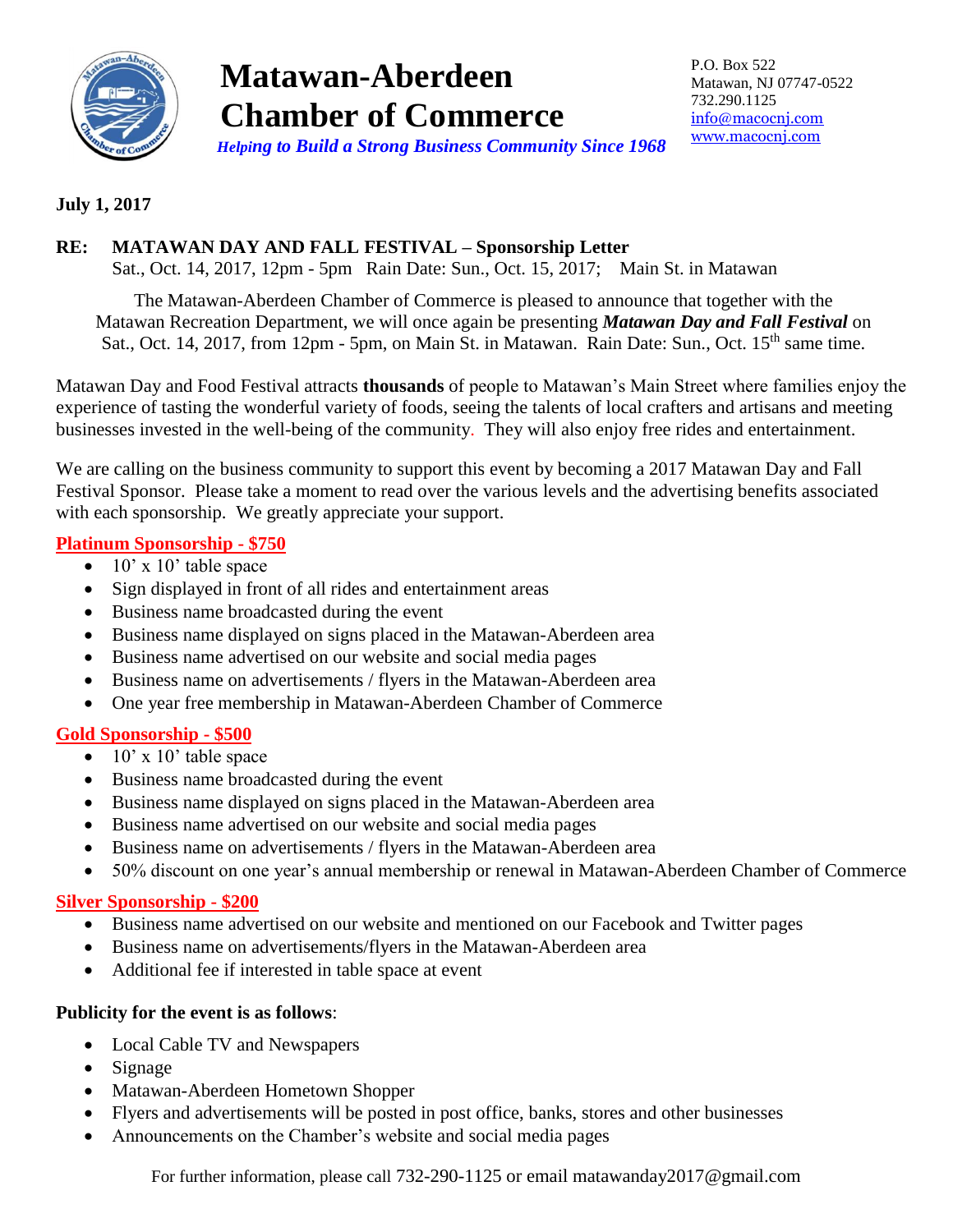# Matawan-Aberdeen Chamber of Commerce

*Helping to Build a Strong Business Community Since 1968*

P.O. Box 522
Matawan, NJ 07747-0522
732.290.1125
info@macocnj.com
www.macocnj.com

**July 1, 2017**

**RE: MATAWAN DAY AND FALL FESTIVAL – Sponsorship Letter**
Sat., Oct. 14, 2017, 12pm - 5pm Rain Date: Sun., Oct. 15, 2017; Main St. in Matawan

The Matawan-Aberdeen Chamber of Commerce is pleased to announce that together with the Matawan Recreation Department, we will once again be presenting ***Matawan Day and Fall Festival*** on Sat., Oct. 14, 2017, from 12pm - 5pm, on Main St. in Matawan. Rain Date: Sun., Oct. 15th same time.

Matawan Day and Food Festival attracts **thousands** of people to Matawan's Main Street where families enjoy the experience of tasting the wonderful variety of foods, seeing the talents of local crafters and artisans and meeting businesses invested in the well-being of the community. They will also enjoy free rides and entertainment.

We are calling on the business community to support this event by becoming a 2017 Matawan Day and Fall Festival Sponsor. Please take a moment to read over the various levels and the advertising benefits associated with each sponsorship. We greatly appreciate your support.

**Platinum Sponsorship - $750**

- 10' x 10' table space
- Sign displayed in front of all rides and entertainment areas
- Business name broadcasted during the event
- Business name displayed on signs placed in the Matawan-Aberdeen area
- Business name advertised on our website and social media pages
- Business name on advertisements / flyers in the Matawan-Aberdeen area
- One year free membership in Matawan-Aberdeen Chamber of Commerce

**Gold Sponsorship - $500**

- 10' x 10' table space
- Business name broadcasted during the event
- Business name displayed on signs placed in the Matawan-Aberdeen area
- Business name advertised on our website and social media pages
- Business name on advertisements / flyers in the Matawan-Aberdeen area
- 50% discount on one year's annual membership or renewal in Matawan-Aberdeen Chamber of Commerce

**Silver Sponsorship - $200**

- Business name advertised on our website and mentioned on our Facebook and Twitter pages
- Business name on advertisements/flyers in the Matawan-Aberdeen area
- Additional fee if interested in table space at event

**Publicity for the event is as follows**:

- Local Cable TV and Newspapers
- Signage
- Matawan-Aberdeen Hometown Shopper
- Flyers and advertisements will be posted in post office, banks, stores and other businesses
- Announcements on the Chamber's website and social media pages

For further information, please call 732-290-1125 or email matawanday2017@gmail.com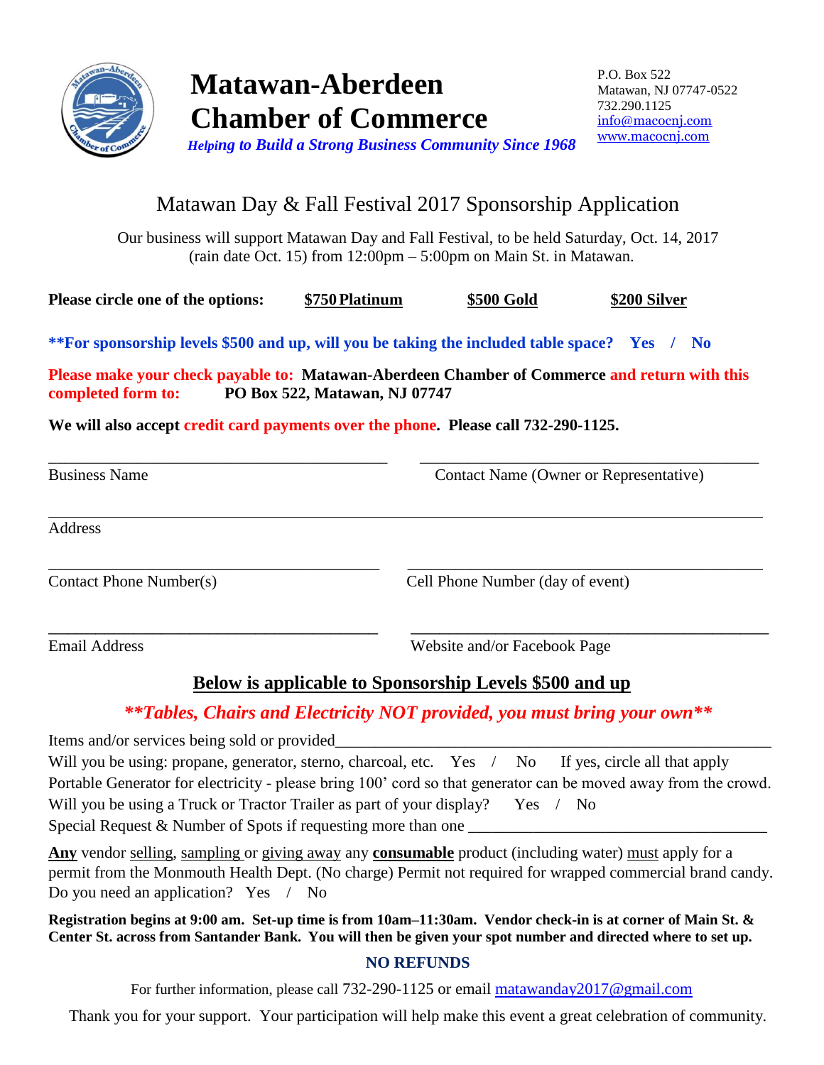# Matawan-Aberdeen Chamber of Commerce

***Helping to Build a Strong Business Community Since 1968***

P.O. Box 522
Matawan, NJ 07747-0522
732.290.1125
info@macocnj.com
www.macocnj.com

## Matawan Day & Fall Festival 2017 Sponsorship Application

Our business will support Matawan Day and Fall Festival, to be held Saturday, Oct. 14, 2017 (rain date Oct. 15) from 12:00pm – 5:00pm on Main St. in Matawan.

**Please circle one of the options:** **$750 Platinum** **$500 Gold** **$200 Silver**

****For sponsorship levels $500 and up, will you be taking the included table space? Yes / No**

**Please make your check payable to: Matawan-Aberdeen Chamber of Commerce and return with this completed form to: PO Box 522, Matawan, NJ 07747**

**We will also accept credit card payments over the phone. Please call 732-290-1125.**

_______________________________________ _______________________________________
Business Name Contact Name (Owner or Representative)

_______________________________________________________________________________
Address

_______________________________________ _______________________________________
Contact Phone Number(s) Cell Phone Number (day of event)

_______________________________________ _______________________________________
Email Address Website and/or Facebook Page

### Below is applicable to Sponsorship Levels $500 and up

***\*\*Tables, Chairs and Electricity NOT provided, you must bring your own\*\****

Items and/or services being sold or provided_______________________________________________

Will you be using: propane, generator, sterno, charcoal, etc. Yes / No If yes, circle all that apply

Portable Generator for electricity - please bring 100' cord so that generator can be moved away from the crowd.

Will you be using a Truck or Tractor Trailer as part of your display? Yes / No

Special Request & Number of Spots if requesting more than one ___________________________________

**Any** vendor selling, sampling or giving away any **consumable** product (including water) must apply for a permit from the Monmouth Health Dept. (No charge) Permit not required for wrapped commercial brand candy. Do you need an application? Yes / No

**Registration begins at 9:00 am. Set-up time is from 10am–11:30am. Vendor check-in is at corner of Main St. & Center St. across from Santander Bank. You will then be given your spot number and directed where to set up.**

**NO REFUNDS**

For further information, please call 732-290-1125 or email matawanday2017@gmail.com

Thank you for your support. Your participation will help make this event a great celebration of community.